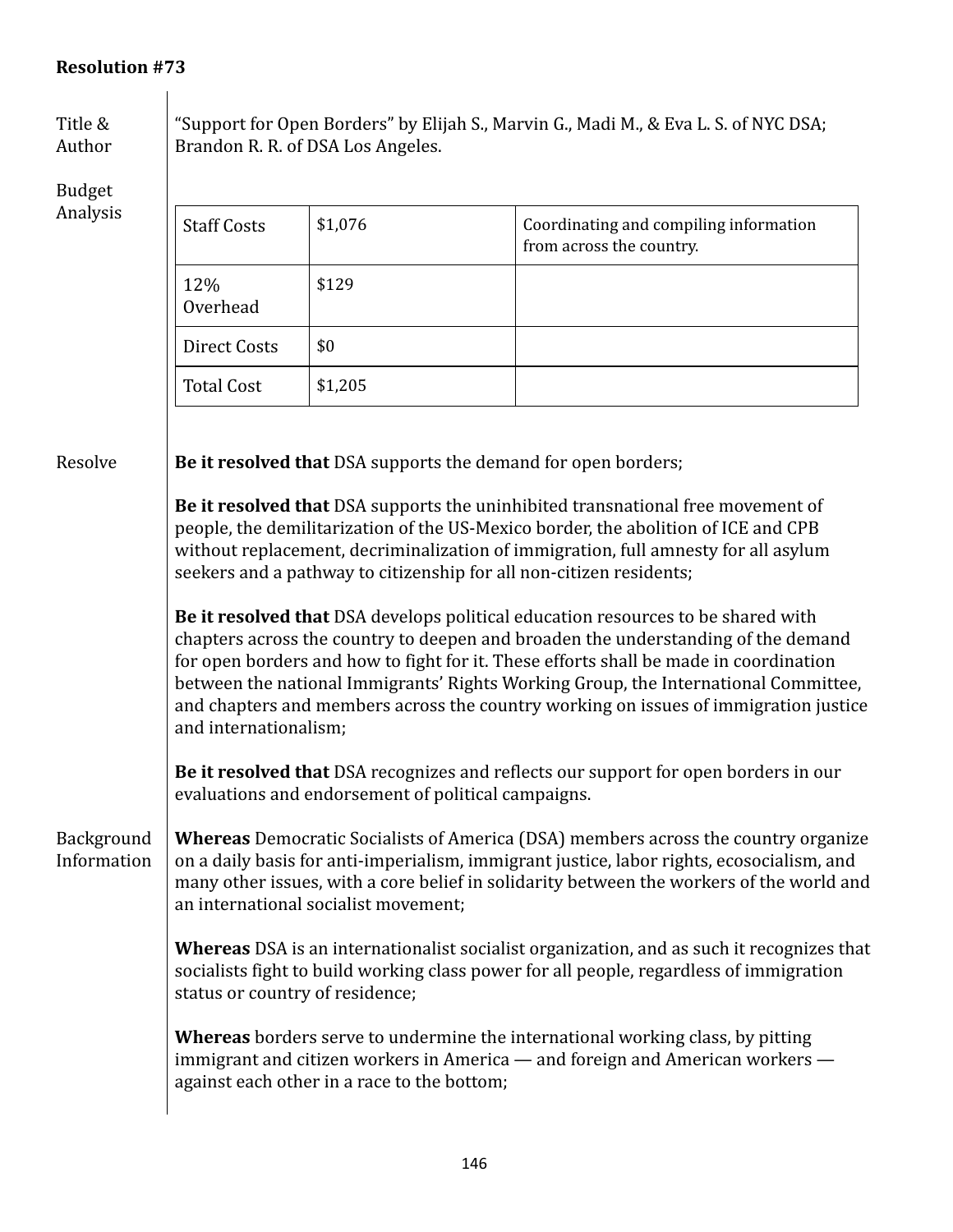**Resolution #73**

**Title & Author**

"Support for Open Borders" by Elijah S., Marvin G., Madi M., & Eva L. S. of NYC DSA; Brandon R. R. of DSA Los Angeles.

**Budget Analysis**

| Staff Costs | $1,076 | Coordinating and compiling information from across the country. |
|---|---|---|
| 12% Overhead | $129 | |
| Direct Costs | $0 | |
| Total Cost | $1,205 | |

**Resolve**

**Be it resolved that** DSA supports the demand for open borders;

**Be it resolved that** DSA supports the uninhibited transnational free movement of people, the demilitarization of the US-Mexico border, the abolition of ICE and CPB without replacement, decriminalization of immigration, full amnesty for all asylum seekers and a pathway to citizenship for all non-citizen residents;

**Be it resolved that** DSA develops political education resources to be shared with chapters across the country to deepen and broaden the understanding of the demand for open borders and how to fight for it. These efforts shall be made in coordination between the national Immigrants' Rights Working Group, the International Committee, and chapters and members across the country working on issues of immigration justice and internationalism;

**Be it resolved that** DSA recognizes and reflects our support for open borders in our evaluations and endorsement of political campaigns.

**Background Information**

**Whereas** Democratic Socialists of America (DSA) members across the country organize on a daily basis for anti-imperialism, immigrant justice, labor rights, ecosocialism, and many other issues, with a core belief in solidarity between the workers of the world and an international socialist movement;

**Whereas** DSA is an internationalist socialist organization, and as such it recognizes that socialists fight to build working class power for all people, regardless of immigration status or country of residence;

**Whereas** borders serve to undermine the international working class, by pitting immigrant and citizen workers in America — and foreign and American workers — against each other in a race to the bottom;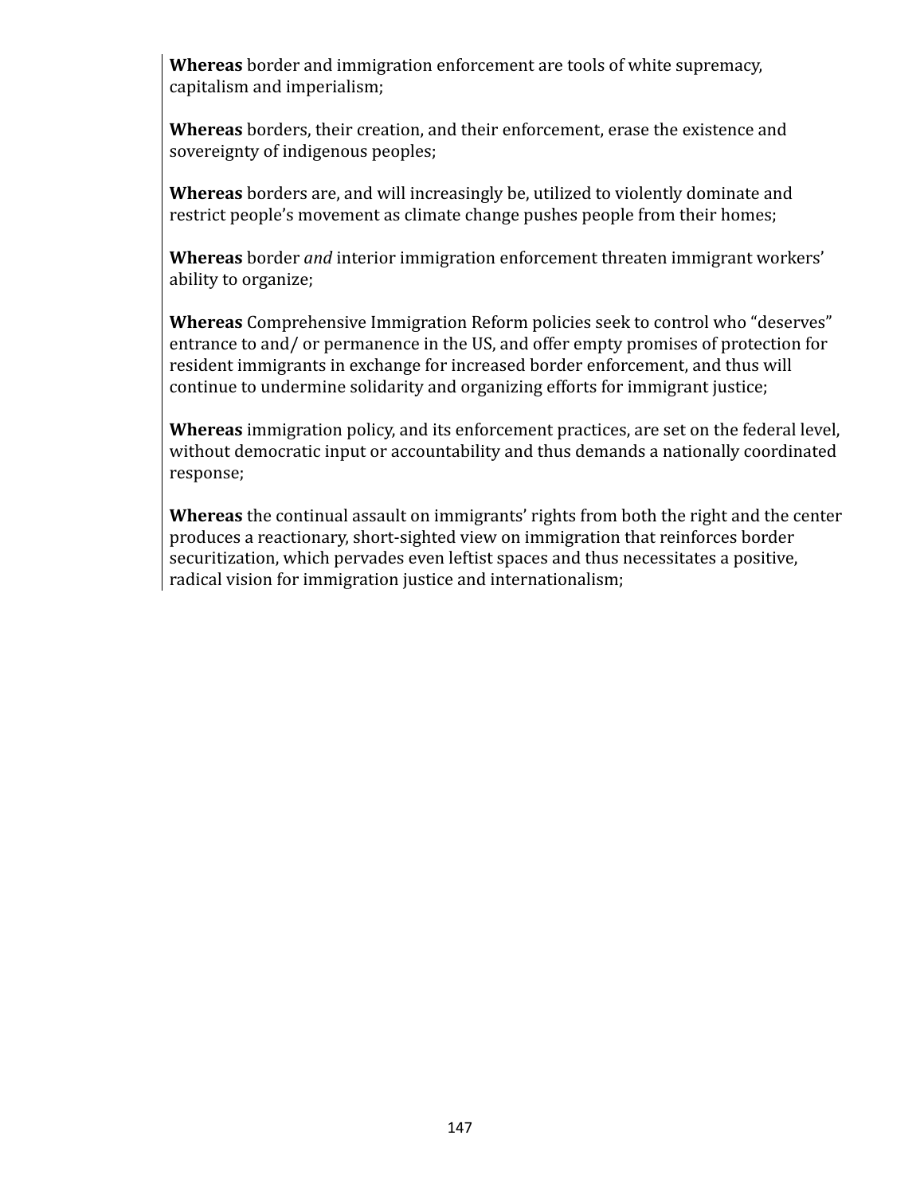**Whereas** border and immigration enforcement are tools of white supremacy, capitalism and imperialism;

**Whereas** borders, their creation, and their enforcement, erase the existence and sovereignty of indigenous peoples;

**Whereas** borders are, and will increasingly be, utilized to violently dominate and restrict people's movement as climate change pushes people from their homes;

**Whereas** border *and* interior immigration enforcement threaten immigrant workers' ability to organize;

**Whereas** Comprehensive Immigration Reform policies seek to control who "deserves" entrance to and/ or permanence in the US, and offer empty promises of protection for resident immigrants in exchange for increased border enforcement, and thus will continue to undermine solidarity and organizing efforts for immigrant justice;

**Whereas** immigration policy, and its enforcement practices, are set on the federal level, without democratic input or accountability and thus demands a nationally coordinated response;

**Whereas** the continual assault on immigrants' rights from both the right and the center produces a reactionary, short-sighted view on immigration that reinforces border securitization, which pervades even leftist spaces and thus necessitates a positive, radical vision for immigration justice and internationalism;